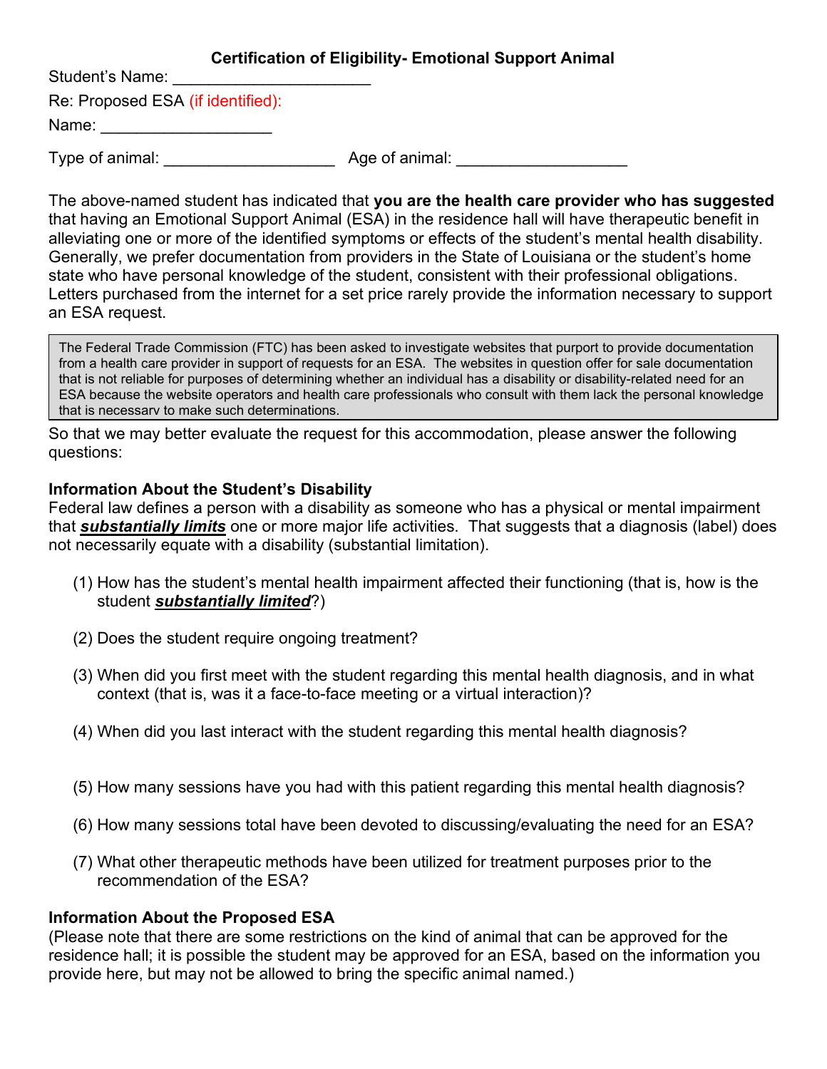## Certification of Eligibility- Emotional Support Animal

Student's Name: ______________________

Re: Proposed ESA (if identified):

Name: ___________________

Type of animal: ___________________ Age of animal: ___________________

The above-named student has indicated that **you are the health care provider who has suggested** that having an Emotional Support Animal (ESA) in the residence hall will have therapeutic benefit in alleviating one or more of the identified symptoms or effects of the student's mental health disability. Generally, we prefer documentation from providers in the State of Louisiana or the student's home state who have personal knowledge of the student, consistent with their professional obligations. Letters purchased from the internet for a set price rarely provide the information necessary to support an ESA request.

> The Federal Trade Commission (FTC) has been asked to investigate websites that purport to provide documentation from a health care provider in support of requests for an ESA. The websites in question offer for sale documentation that is not reliable for purposes of determining whether an individual has a disability or disability-related need for an ESA because the website operators and health care professionals who consult with them lack the personal knowledge that is necessary to make such determinations.

So that we may better evaluate the request for this accommodation, please answer the following questions:

**Information About the Student's Disability**

Federal law defines a person with a disability as someone who has a physical or mental impairment that ***substantially limits*** one or more major life activities. That suggests that a diagnosis (label) does not necessarily equate with a disability (substantial limitation).

(1) How has the student's mental health impairment affected their functioning (that is, how is the student ***substantially limited***?)

(2) Does the student require ongoing treatment?

(3) When did you first meet with the student regarding this mental health diagnosis, and in what context (that is, was it a face-to-face meeting or a virtual interaction)?

(4) When did you last interact with the student regarding this mental health diagnosis?

(5) How many sessions have you had with this patient regarding this mental health diagnosis?

(6) How many sessions total have been devoted to discussing/evaluating the need for an ESA?

(7) What other therapeutic methods have been utilized for treatment purposes prior to the recommendation of the ESA?

**Information About the Proposed ESA**

(Please note that there are some restrictions on the kind of animal that can be approved for the residence hall; it is possible the student may be approved for an ESA, based on the information you provide here, but may not be allowed to bring the specific animal named.)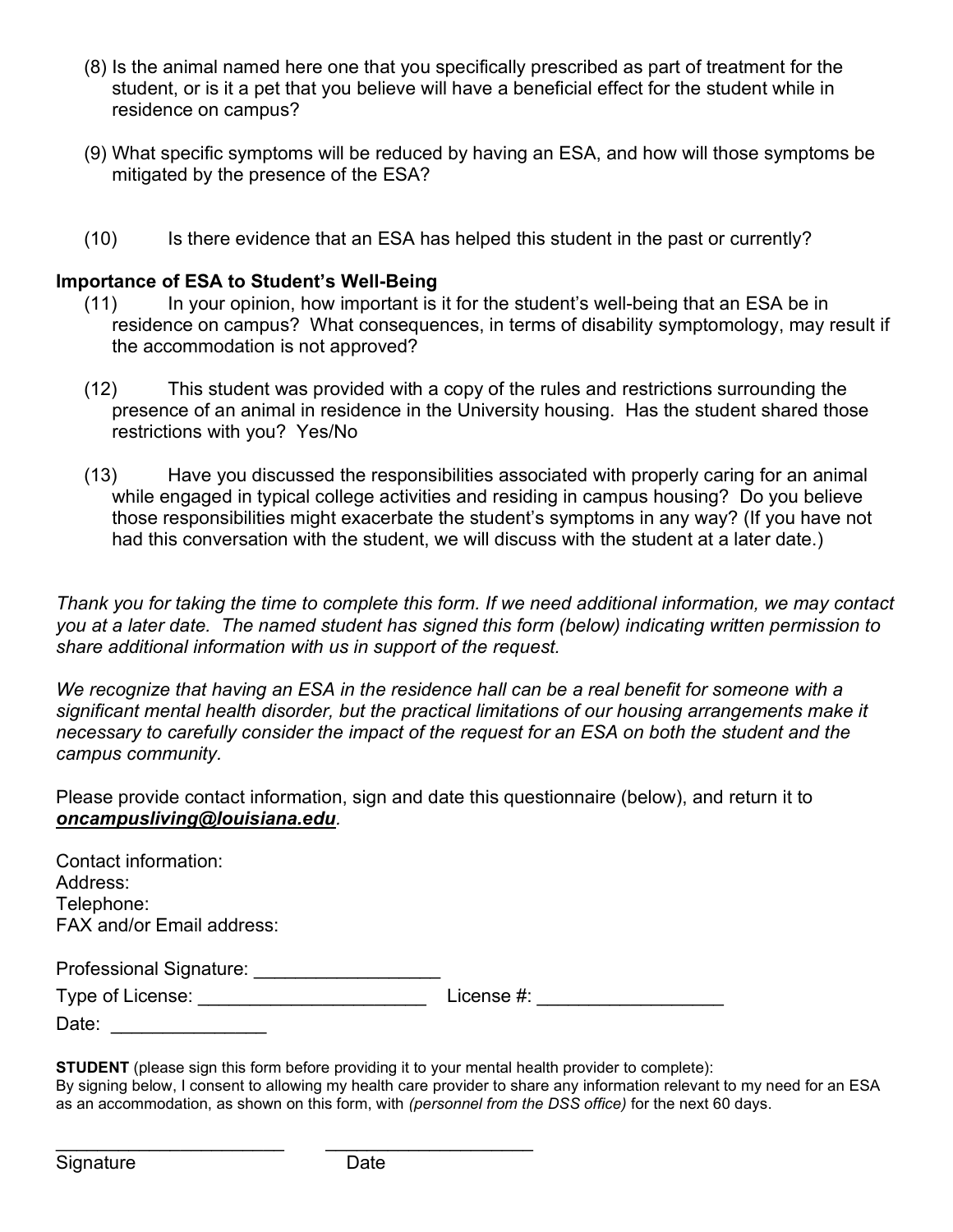(8) Is the animal named here one that you specifically prescribed as part of treatment for the student, or is it a pet that you believe will have a beneficial effect for the student while in residence on campus?

(9) What specific symptoms will be reduced by having an ESA, and how will those symptoms be mitigated by the presence of the ESA?

(10) Is there evidence that an ESA has helped this student in the past or currently?

**Importance of ESA to Student's Well-Being**

(11) In your opinion, how important is it for the student's well-being that an ESA be in residence on campus? What consequences, in terms of disability symptomology, may result if the accommodation is not approved?

(12) This student was provided with a copy of the rules and restrictions surrounding the presence of an animal in residence in the University housing. Has the student shared those restrictions with you? Yes/No

(13) Have you discussed the responsibilities associated with properly caring for an animal while engaged in typical college activities and residing in campus housing? Do you believe those responsibilities might exacerbate the student's symptoms in any way? (If you have not had this conversation with the student, we will discuss with the student at a later date.)

*Thank you for taking the time to complete this form. If we need additional information, we may contact you at a later date. The named student has signed this form (below) indicating written permission to share additional information with us in support of the request.*

*We recognize that having an ESA in the residence hall can be a real benefit for someone with a significant mental health disorder, but the practical limitations of our housing arrangements make it necessary to carefully consider the impact of the request for an ESA on both the student and the campus community.*

Please provide contact information, sign and date this questionnaire (below), and return it to ***oncampusliving@louisiana.edu***.

Contact information:
Address:
Telephone:
FAX and/or Email address:

Professional Signature: __________________
Type of License: ______________________ License #: __________________
Date: _______________

**STUDENT** (please sign this form before providing it to your mental health provider to complete):
By signing below, I consent to allowing my health care provider to share any information relevant to my need for an ESA as an accommodation, as shown on this form, with *(personnel from the DSS office)* for the next 60 days.

_______________________ _____________________
Signature Date